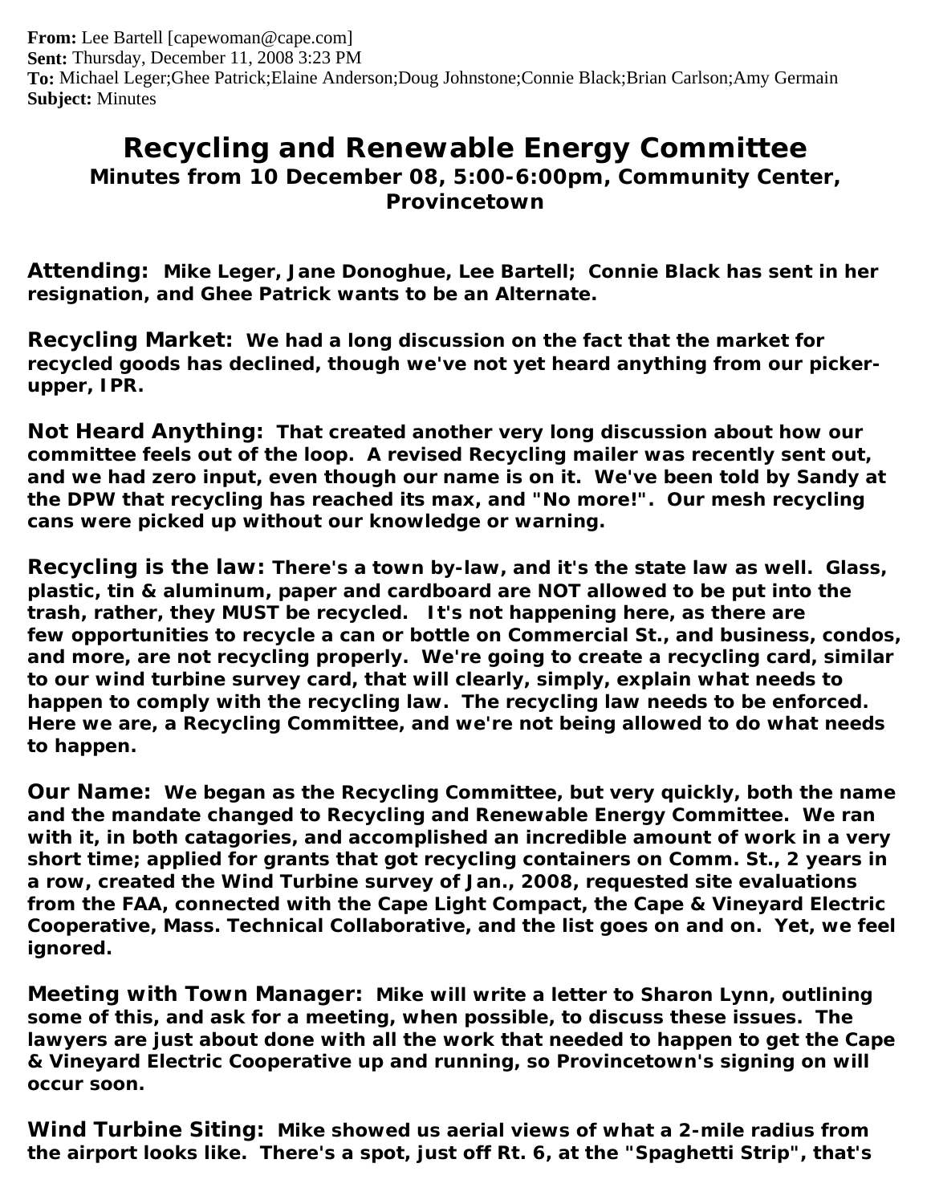**From:** Lee Bartell [capewoman@cape.com]
**Sent:** Thursday, December 11, 2008 3:23 PM
**To:** Michael Leger;Ghee Patrick;Elaine Anderson;Doug Johnstone;Connie Black;Brian Carlson;Amy Germain
**Subject:** Minutes

# Recycling and Renewable Energy Committee

## Minutes from 10 December 08, 5:00-6:00pm, Community Center, Provincetown

**Attending:** **Mike Leger, Jane Donoghue, Lee Bartell; Connie Black has sent in her resignation, and Ghee Patrick wants to be an Alternate.**

**Recycling Market:** **We had a long discussion on the fact that the market for recycled goods has declined, though we've not yet heard anything from our picker-upper, IPR.**

**Not Heard Anything:** **That created another very long discussion about how our committee feels out of the loop. A revised Recycling mailer was recently sent out, and we had zero input, even though our name is on it. We've been told by Sandy at the DPW that recycling has reached its max, and "No more!". Our mesh recycling cans were picked up without our knowledge or warning.**

**Recycling is the law:** **There's a town by-law, and it's the state law as well. Glass, plastic, tin & aluminum, paper and cardboard are NOT allowed to be put into the trash, rather, they MUST be recycled. It's not happening here, as there are few opportunities to recycle a can or bottle on Commercial St., and business, condos, and more, are not recycling properly. We're going to create a recycling card, similar to our wind turbine survey card, that will clearly, simply, explain what needs to happen to comply with the recycling law. The recycling law needs to be enforced. Here we are, a Recycling Committee, and we're not being allowed to do what needs to happen.**

**Our Name:** **We began as the Recycling Committee, but very quickly, both the name and the mandate changed to Recycling and Renewable Energy Committee. We ran with it, in both catagories, and accomplished an incredible amount of work in a very short time; applied for grants that got recycling containers on Comm. St., 2 years in a row, created the Wind Turbine survey of Jan., 2008, requested site evaluations from the FAA, connected with the Cape Light Compact, the Cape & Vineyard Electric Cooperative, Mass. Technical Collaborative, and the list goes on and on. Yet, we feel ignored.**

**Meeting with Town Manager:** **Mike will write a letter to Sharon Lynn, outlining some of this, and ask for a meeting, when possible, to discuss these issues. The lawyers are just about done with all the work that needed to happen to get the Cape & Vineyard Electric Cooperative up and running, so Provincetown's signing on will occur soon.**

**Wind Turbine Siting:** **Mike showed us aerial views of what a 2-mile radius from the airport looks like. There's a spot, just off Rt. 6, at the "Spaghetti Strip", that's**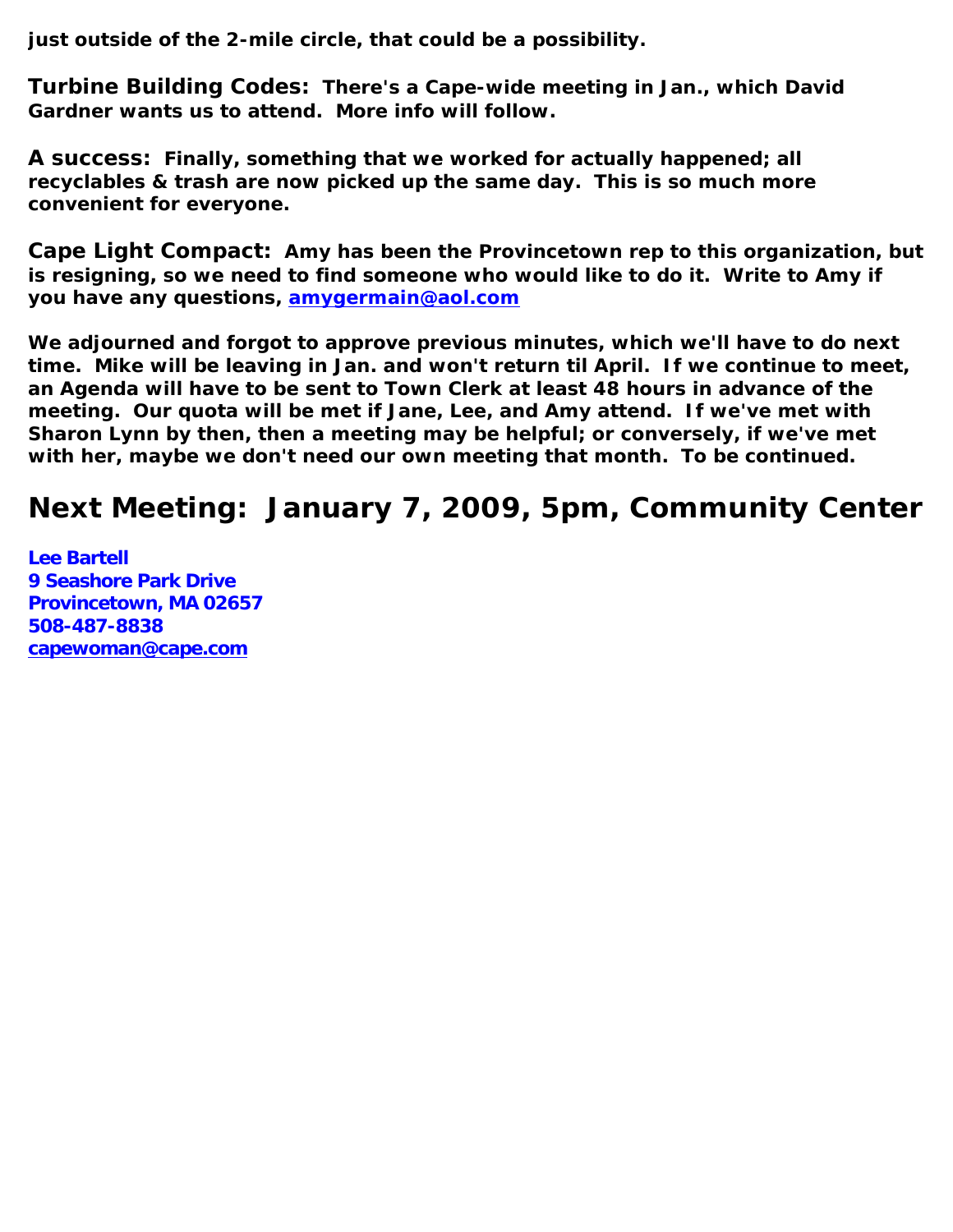**just outside of the 2-mile circle, that could be a possibility.**

**Turbine Building Codes: There's a Cape-wide meeting in Jan., which David Gardner wants us to attend. More info will follow.**

**A success: Finally, something that we worked for actually happened; all recyclables & trash are now picked up the same day. This is so much more convenient for everyone.**

**Cape Light Compact: Amy has been the Provincetown rep to this organization, but is resigning, so we need to find someone who would like to do it. Write to Amy if you have any questions, amygermain@aol.com**

**We adjourned and forgot to approve previous minutes, which we'll have to do next time. Mike will be leaving in Jan. and won't return til April. If we continue to meet, an Agenda will have to be sent to Town Clerk at least 48 hours in advance of the meeting. Our quota will be met if Jane, Lee, and Amy attend. If we've met with Sharon Lynn by then, then a meeting may be helpful; or conversely, if we've met with her, maybe we don't need our own meeting that month. To be continued.**

## Next Meeting: January 7, 2009, 5pm, Community Center

**Lee Bartell**
**9 Seashore Park Drive**
**Provincetown, MA 02657**
**508-487-8838**
**capewoman@cape.com**